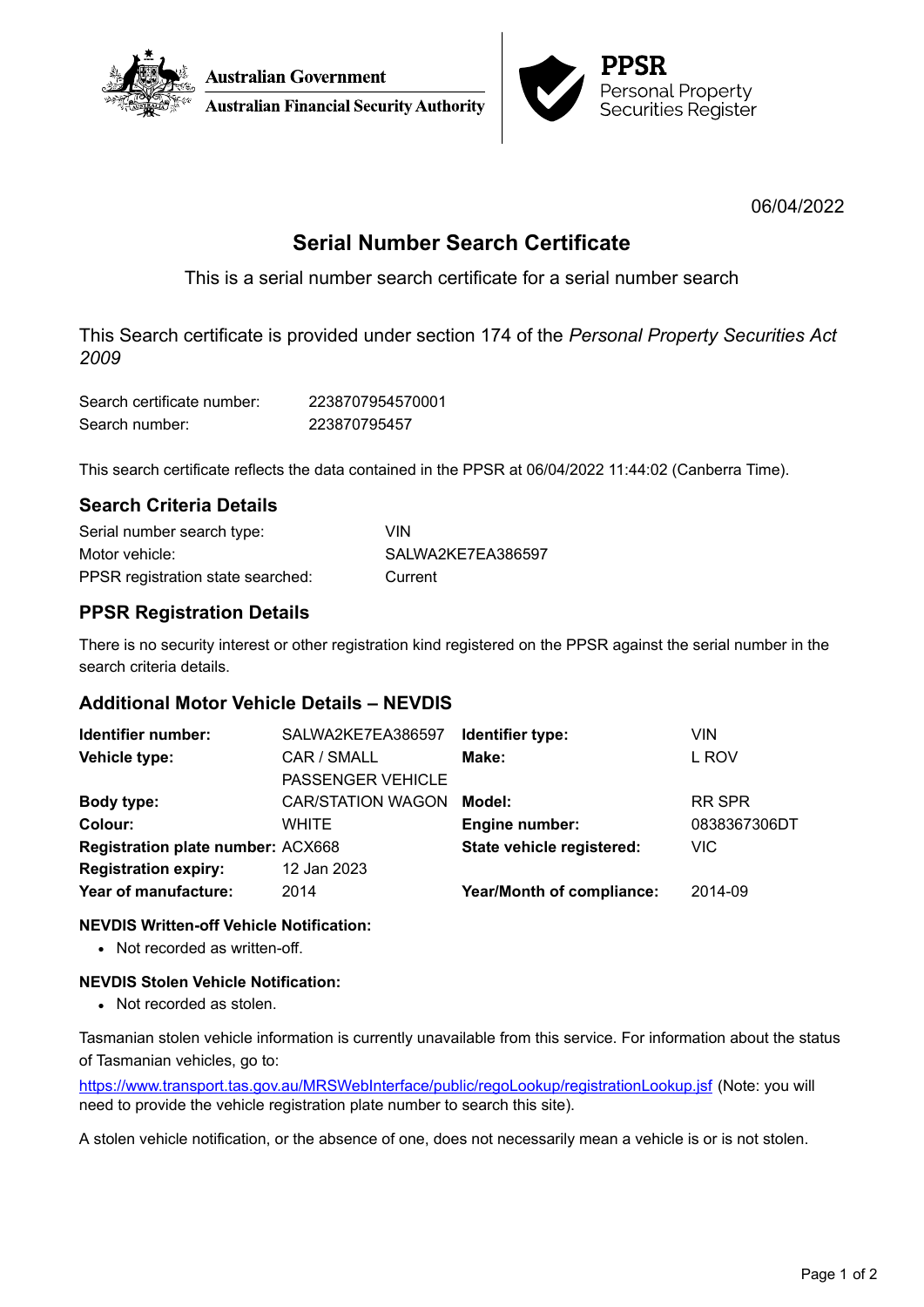Australian Government
Australian Financial Security Authority

**PPSR**
Personal Property
Securities Register

06/04/2022

# Serial Number Search Certificate

This is a serial number search certificate for a serial number search

This Search certificate is provided under section 174 of the *Personal Property Securities Act 2009*

| | |
|---|---|
| Search certificate number: | 2238707954570001 |
| Search number: | 223870795457 |

This search certificate reflects the data contained in the PPSR at 06/04/2022 11:44:02 (Canberra Time).

## Search Criteria Details

| | |
|---|---|
| Serial number search type: | VIN |
| Motor vehicle: | SALWA2KE7EA386597 |
| PPSR registration state searched: | Current |

## PPSR Registration Details

There is no security interest or other registration kind registered on the PPSR against the serial number in the search criteria details.

## Additional Motor Vehicle Details – NEVDIS

| | | | |
|---|---|---|---|
| **Identifier number:** | SALWA2KE7EA386597 | **Identifier type:** | VIN |
| **Vehicle type:** | CAR / SMALL PASSENGER VEHICLE | **Make:** | L ROV |
| **Body type:** | CAR/STATION WAGON | **Model:** | RR SPR |
| **Colour:** | WHITE | **Engine number:** | 0838367306DT |
| **Registration plate number:** | ACX668 | **State vehicle registered:** | VIC |
| **Registration expiry:** | 12 Jan 2023 | | |
| **Year of manufacture:** | 2014 | **Year/Month of compliance:** | 2014-09 |

**NEVDIS Written-off Vehicle Notification:**

- Not recorded as written-off.

**NEVDIS Stolen Vehicle Notification:**

- Not recorded as stolen.

Tasmanian stolen vehicle information is currently unavailable from this service. For information about the status of Tasmanian vehicles, go to:

https://www.transport.tas.gov.au/MRSWebInterface/public/regoLookup/registrationLookup.jsf (Note: you will need to provide the vehicle registration plate number to search this site).

A stolen vehicle notification, or the absence of one, does not necessarily mean a vehicle is or is not stolen.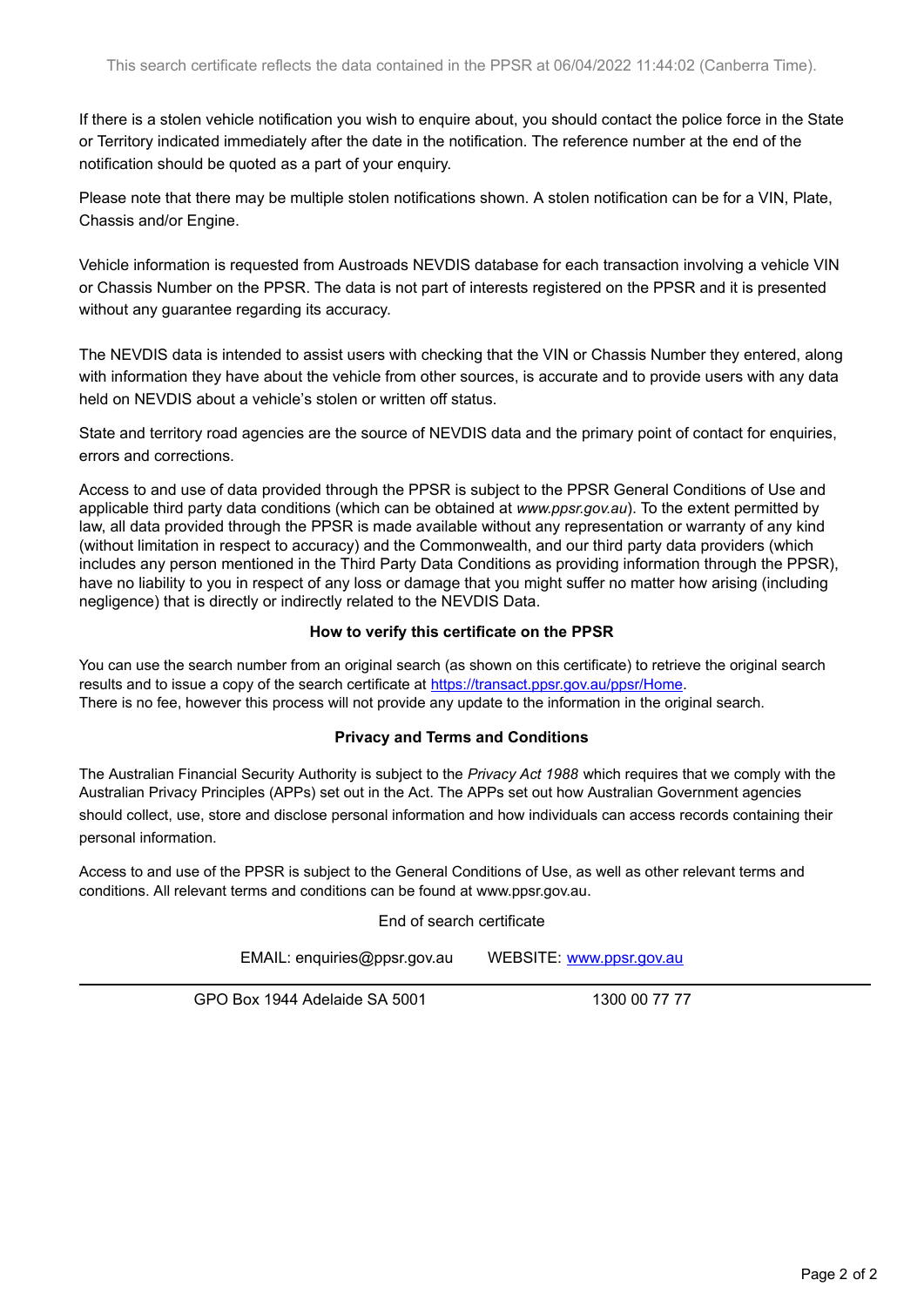This search certificate reflects the data contained in the PPSR at 06/04/2022 11:44:02 (Canberra Time).

If there is a stolen vehicle notification you wish to enquire about, you should contact the police force in the State or Territory indicated immediately after the date in the notification. The reference number at the end of the notification should be quoted as a part of your enquiry.

Please note that there may be multiple stolen notifications shown. A stolen notification can be for a VIN, Plate, Chassis and/or Engine.

Vehicle information is requested from Austroads NEVDIS database for each transaction involving a vehicle VIN or Chassis Number on the PPSR. The data is not part of interests registered on the PPSR and it is presented without any guarantee regarding its accuracy.

The NEVDIS data is intended to assist users with checking that the VIN or Chassis Number they entered, along with information they have about the vehicle from other sources, is accurate and to provide users with any data held on NEVDIS about a vehicle's stolen or written off status.

State and territory road agencies are the source of NEVDIS data and the primary point of contact for enquiries, errors and corrections.

Access to and use of data provided through the PPSR is subject to the PPSR General Conditions of Use and applicable third party data conditions (which can be obtained at *www.ppsr.gov.au*). To the extent permitted by law, all data provided through the PPSR is made available without any representation or warranty of any kind (without limitation in respect to accuracy) and the Commonwealth, and our third party data providers (which includes any person mentioned in the Third Party Data Conditions as providing information through the PPSR), have no liability to you in respect of any loss or damage that you might suffer no matter how arising (including negligence) that is directly or indirectly related to the NEVDIS Data.

**How to verify this certificate on the PPSR**

You can use the search number from an original search (as shown on this certificate) to retrieve the original search results and to issue a copy of the search certificate at https://transact.ppsr.gov.au/ppsr/Home.
There is no fee, however this process will not provide any update to the information in the original search.

**Privacy and Terms and Conditions**

The Australian Financial Security Authority is subject to the *Privacy Act 1988* which requires that we comply with the Australian Privacy Principles (APPs) set out in the Act. The APPs set out how Australian Government agencies should collect, use, store and disclose personal information and how individuals can access records containing their personal information.

Access to and use of the PPSR is subject to the General Conditions of Use, as well as other relevant terms and conditions. All relevant terms and conditions can be found at www.ppsr.gov.au.

End of search certificate

EMAIL: enquiries@ppsr.gov.au WEBSITE: www.ppsr.gov.au

GPO Box 1944 Adelaide SA 5001 1300 00 77 77